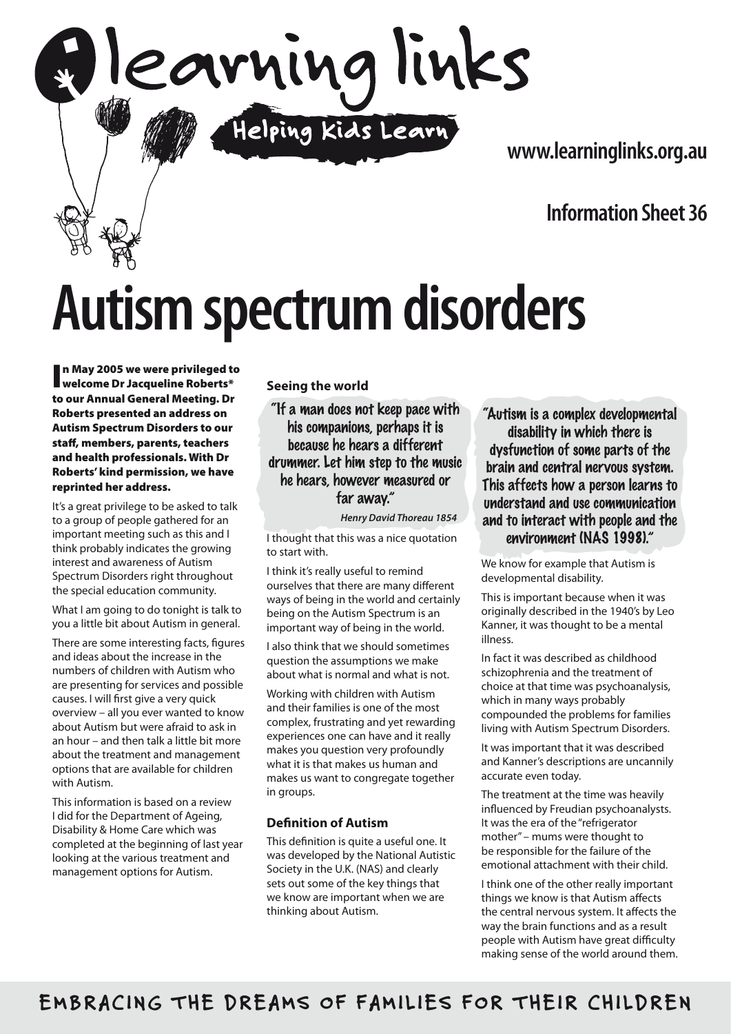learning links

Helping Kids Learn

www.learninglinks.org.au

Information Sheet 36

# Autism spectrum disorders

**In May 2005 we were privileged to welcome Dr Jacqueline Roberts* to our Annual General Meeting. Dr Roberts presented an address on Autism Spectrum Disorders to our staff, members, parents, teachers and health professionals. With Dr Roberts' kind permission, we have reprinted her address.**

It's a great privilege to be asked to talk to a group of people gathered for an important meeting such as this and I think probably indicates the growing interest and awareness of Autism Spectrum Disorders right throughout the special education community.

What I am going to do tonight is talk to you a little bit about Autism in general.

There are some interesting facts, figures and ideas about the increase in the numbers of children with Autism who are presenting for services and possible causes. I will first give a very quick overview – all you ever wanted to know about Autism but were afraid to ask in an hour – and then talk a little bit more about the treatment and management options that are available for children with Autism.

This information is based on a review I did for the Department of Ageing, Disability & Home Care which was completed at the beginning of last year looking at the various treatment and management options for Autism.

### Seeing the world

> "If a man does not keep pace with his companions, perhaps it is because he hears a different drummer. Let him step to the music he hears, however measured or far away."
>
> ***Henry David Thoreau 1854***

I thought that this was a nice quotation to start with.

I think it's really useful to remind ourselves that there are many different ways of being in the world and certainly being on the Autism Spectrum is an important way of being in the world.

I also think that we should sometimes question the assumptions we make about what is normal and what is not.

Working with children with Autism and their families is one of the most complex, frustrating and yet rewarding experiences one can have and it really makes you question very profoundly what it is that makes us human and makes us want to congregate together in groups.

### Definition of Autism

This definition is quite a useful one. It was developed by the National Autistic Society in the U.K. (NAS) and clearly sets out some of the key things that we know are important when we are thinking about Autism.

> "Autism is a complex developmental disability in which there is dysfunction of some parts of the brain and central nervous system. This affects how a person learns to understand and use communication and to interact with people and the environment (NAS 1998)."

We know for example that Autism is developmental disability.

This is important because when it was originally described in the 1940's by Leo Kanner, it was thought to be a mental illness.

In fact it was described as childhood schizophrenia and the treatment of choice at that time was psychoanalysis, which in many ways probably compounded the problems for families living with Autism Spectrum Disorders.

It was important that it was described and Kanner's descriptions are uncannily accurate even today.

The treatment at the time was heavily influenced by Freudian psychoanalysts. It was the era of the "refrigerator mother" – mums were thought to be responsible for the failure of the emotional attachment with their child.

I think one of the other really important things we know is that Autism affects the central nervous system. It affects the way the brain functions and as a result people with Autism have great difficulty making sense of the world around them.

EMBRACING THE DREAMS OF FAMILIES FOR THEIR CHILDREN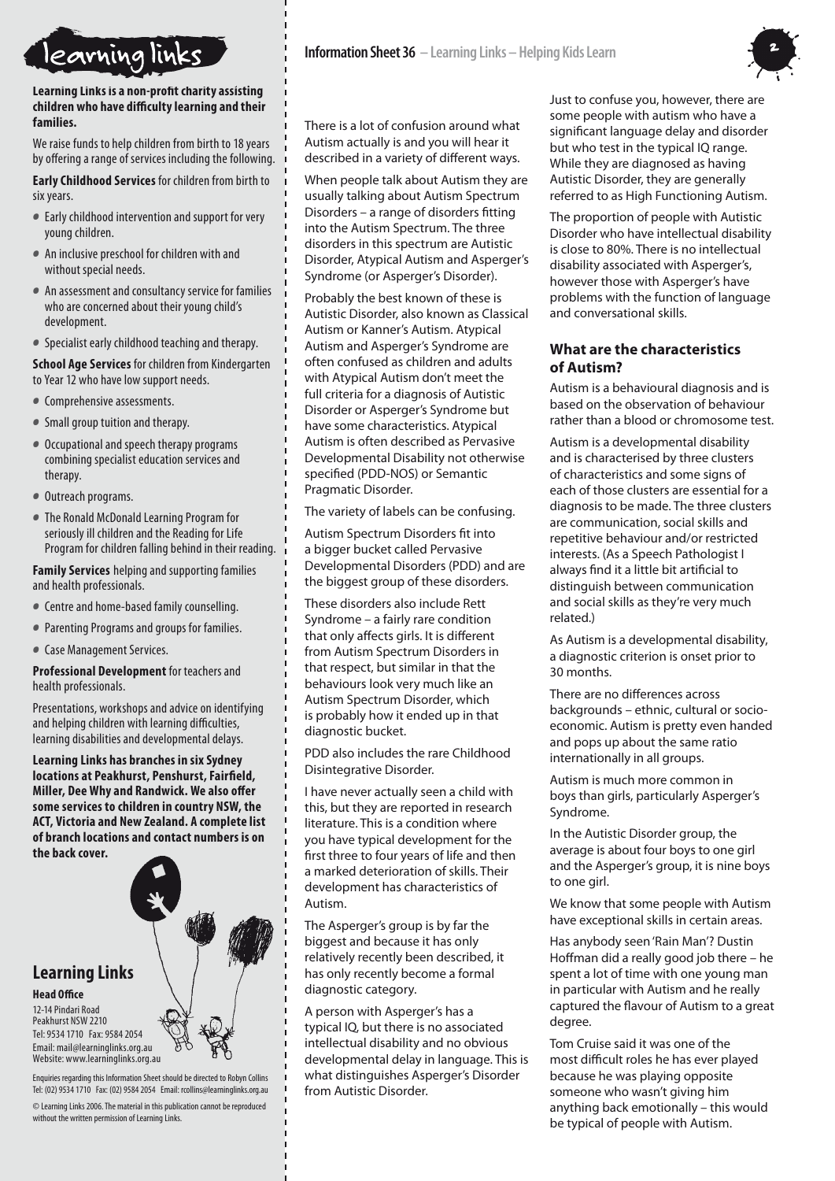**Learning Links is a non-profit charity assisting children who have difficulty learning and their families.**

We raise funds to help children from birth to 18 years by offering a range of services including the following.

**Early Childhood Services** for children from birth to six years.

- Early childhood intervention and support for very young children.
- An inclusive preschool for children with and without special needs.
- An assessment and consultancy service for families who are concerned about their young child's development.
- Specialist early childhood teaching and therapy.

**School Age Services** for children from Kindergarten to Year 12 who have low support needs.

- Comprehensive assessments.
- Small group tuition and therapy.
- Occupational and speech therapy programs combining specialist education services and therapy.
- Outreach programs.
- The Ronald McDonald Learning Program for seriously ill children and the Reading for Life Program for children falling behind in their reading.

**Family Services** helping and supporting families and health professionals.

- Centre and home-based family counselling.
- Parenting Programs and groups for families.
- Case Management Services.

**Professional Development** for teachers and health professionals.

Presentations, workshops and advice on identifying and helping children with learning difficulties, learning disabilities and developmental delays.

**Learning Links has branches in six Sydney locations at Peakhurst, Penshurst, Fairfield, Miller, Dee Why and Randwick. We also offer some services to children in country NSW, the ACT, Victoria and New Zealand. A complete list of branch locations and contact numbers is on the back cover.**

## Learning Links

**Head Office**
12-14 Pindari Road
Peakhurst NSW 2210
Tel: 9534 1710 Fax: 9584 2054
Email: mail@learninglinks.org.au
Website: www.learninglinks.org.au

Enquiries regarding this Information Sheet should be directed to Robyn Collins Tel: (02) 9534 1710 Fax: (02) 9584 2054 Email: rcollins@learninglinks.org.au

© Learning Links 2006. The material in this publication cannot be reproduced without the written permission of Learning Links.

There is a lot of confusion around what Autism actually is and you will hear it described in a variety of different ways.

When people talk about Autism they are usually talking about Autism Spectrum Disorders – a range of disorders fitting into the Autism Spectrum. The three disorders in this spectrum are Autistic Disorder, Atypical Autism and Asperger's Syndrome (or Asperger's Disorder).

Probably the best known of these is Autistic Disorder, also known as Classical Autism or Kanner's Autism. Atypical Autism and Asperger's Syndrome are often confused as children and adults with Atypical Autism don't meet the full criteria for a diagnosis of Autistic Disorder or Asperger's Syndrome but have some characteristics. Atypical Autism is often described as Pervasive Developmental Disability not otherwise specified (PDD-NOS) or Semantic Pragmatic Disorder.

The variety of labels can be confusing.

Autism Spectrum Disorders fit into a bigger bucket called Pervasive Developmental Disorders (PDD) and are the biggest group of these disorders.

These disorders also include Rett Syndrome – a fairly rare condition that only affects girls. It is different from Autism Spectrum Disorders in that respect, but similar in that the behaviours look very much like an Autism Spectrum Disorder, which is probably how it ended up in that diagnostic bucket.

PDD also includes the rare Childhood Disintegrative Disorder.

I have never actually seen a child with this, but they are reported in research literature. This is a condition where you have typical development for the first three to four years of life and then a marked deterioration of skills. Their development has characteristics of Autism.

The Asperger's group is by far the biggest and because it has only relatively recently been described, it has only recently become a formal diagnostic category.

A person with Asperger's has a typical IQ, but there is no associated intellectual disability and no obvious developmental delay in language. This is what distinguishes Asperger's Disorder from Autistic Disorder.

Just to confuse you, however, there are some people with autism who have a significant language delay and disorder but who test in the typical IQ range. While they are diagnosed as having Autistic Disorder, they are generally referred to as High Functioning Autism.

The proportion of people with Autistic Disorder who have intellectual disability is close to 80%. There is no intellectual disability associated with Asperger's, however those with Asperger's have problems with the function of language and conversational skills.

### What are the characteristics of Autism?

Autism is a behavioural diagnosis and is based on the observation of behaviour rather than a blood or chromosome test.

Autism is a developmental disability and is characterised by three clusters of characteristics and some signs of each of those clusters are essential for a diagnosis to be made. The three clusters are communication, social skills and repetitive behaviour and/or restricted interests. (As a Speech Pathologist I always find it a little bit artificial to distinguish between communication and social skills as they're very much related.)

As Autism is a developmental disability, a diagnostic criterion is onset prior to 30 months.

There are no differences across backgrounds – ethnic, cultural or socio-economic. Autism is pretty even handed and pops up about the same ratio internationally in all groups.

Autism is much more common in boys than girls, particularly Asperger's Syndrome.

In the Autistic Disorder group, the average is about four boys to one girl and the Asperger's group, it is nine boys to one girl.

We know that some people with Autism have exceptional skills in certain areas.

Has anybody seen 'Rain Man'? Dustin Hoffman did a really good job there – he spent a lot of time with one young man in particular with Autism and he really captured the flavour of Autism to a great degree.

Tom Cruise said it was one of the most difficult roles he has ever played because he was playing opposite someone who wasn't giving him anything back emotionally – this would be typical of people with Autism.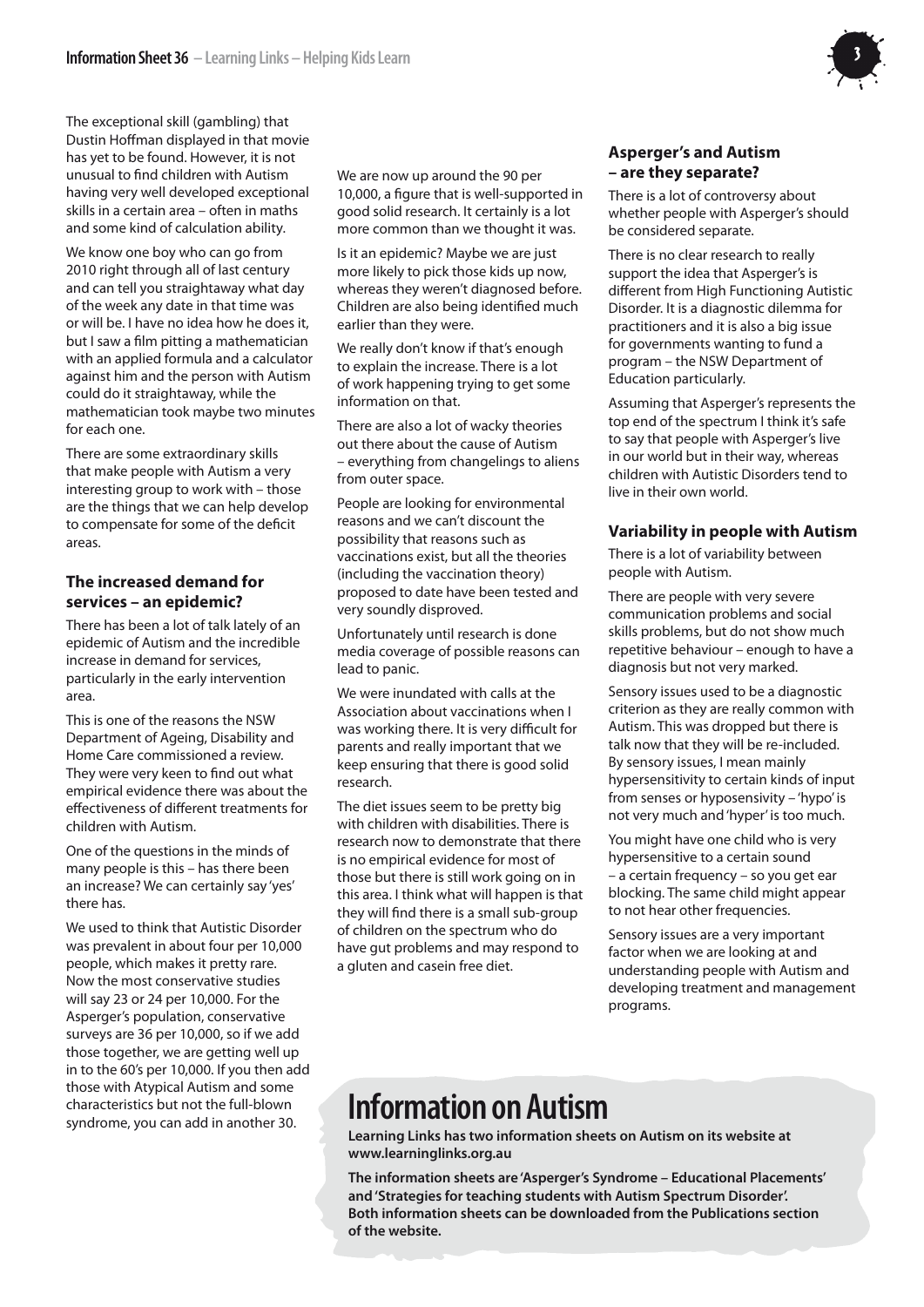The exceptional skill (gambling) that Dustin Hoffman displayed in that movie has yet to be found. However, it is not unusual to find children with Autism having very well developed exceptional skills in a certain area – often in maths and some kind of calculation ability.

We know one boy who can go from 2010 right through all of last century and can tell you straightaway what day of the week any date in that time was or will be. I have no idea how he does it, but I saw a film pitting a mathematician with an applied formula and a calculator against him and the person with Autism could do it straightaway, while the mathematician took maybe two minutes for each one.

There are some extraordinary skills that make people with Autism a very interesting group to work with – those are the things that we can help develop to compensate for some of the deficit areas.

### The increased demand for services – an epidemic?

There has been a lot of talk lately of an epidemic of Autism and the incredible increase in demand for services, particularly in the early intervention area.

This is one of the reasons the NSW Department of Ageing, Disability and Home Care commissioned a review. They were very keen to find out what empirical evidence there was about the effectiveness of different treatments for children with Autism.

One of the questions in the minds of many people is this – has there been an increase? We can certainly say 'yes' there has.

We used to think that Autistic Disorder was prevalent in about four per 10,000 people, which makes it pretty rare. Now the most conservative studies will say 23 or 24 per 10,000. For the Asperger's population, conservative surveys are 36 per 10,000, so if we add those together, we are getting well up in to the 60's per 10,000. If you then add those with Atypical Autism and some characteristics but not the full-blown syndrome, you can add in another 30.

We are now up around the 90 per 10,000, a figure that is well-supported in good solid research. It certainly is a lot more common than we thought it was.

Is it an epidemic? Maybe we are just more likely to pick those kids up now, whereas they weren't diagnosed before. Children are also being identified much earlier than they were.

We really don't know if that's enough to explain the increase. There is a lot of work happening trying to get some information on that.

There are also a lot of wacky theories out there about the cause of Autism – everything from changelings to aliens from outer space.

People are looking for environmental reasons and we can't discount the possibility that reasons such as vaccinations exist, but all the theories (including the vaccination theory) proposed to date have been tested and very soundly disproved.

Unfortunately until research is done media coverage of possible reasons can lead to panic.

We were inundated with calls at the Association about vaccinations when I was working there. It is very difficult for parents and really important that we keep ensuring that there is good solid research.

The diet issues seem to be pretty big with children with disabilities. There is research now to demonstrate that there is no empirical evidence for most of those but there is still work going on in this area. I think what will happen is that they will find there is a small sub-group of children on the spectrum who do have gut problems and may respond to a gluten and casein free diet.

### Asperger's and Autism – are they separate?

There is a lot of controversy about whether people with Asperger's should be considered separate.

There is no clear research to really support the idea that Asperger's is different from High Functioning Autistic Disorder. It is a diagnostic dilemma for practitioners and it is also a big issue for governments wanting to fund a program – the NSW Department of Education particularly.

Assuming that Asperger's represents the top end of the spectrum I think it's safe to say that people with Asperger's live in our world but in their way, whereas children with Autistic Disorders tend to live in their own world.

### Variability in people with Autism

There is a lot of variability between people with Autism.

There are people with very severe communication problems and social skills problems, but do not show much repetitive behaviour – enough to have a diagnosis but not very marked.

Sensory issues used to be a diagnostic criterion as they are really common with Autism. This was dropped but there is talk now that they will be re-included. By sensory issues, I mean mainly hypersensitivity to certain kinds of input from senses or hyposensitivity – 'hypo' is not very much and 'hyper' is too much.

You might have one child who is very hypersensitive to a certain sound – a certain frequency – so you get ear blocking. The same child might appear to not hear other frequencies.

Sensory issues are a very important factor when we are looking at and understanding people with Autism and developing treatment and management programs.

## Information on Autism

**Learning Links has two information sheets on Autism on its website at www.learninglinks.org.au**

**The information sheets are 'Asperger's Syndrome – Educational Placements' and 'Strategies for teaching students with Autism Spectrum Disorder'. Both information sheets can be downloaded from the Publications section of the website.**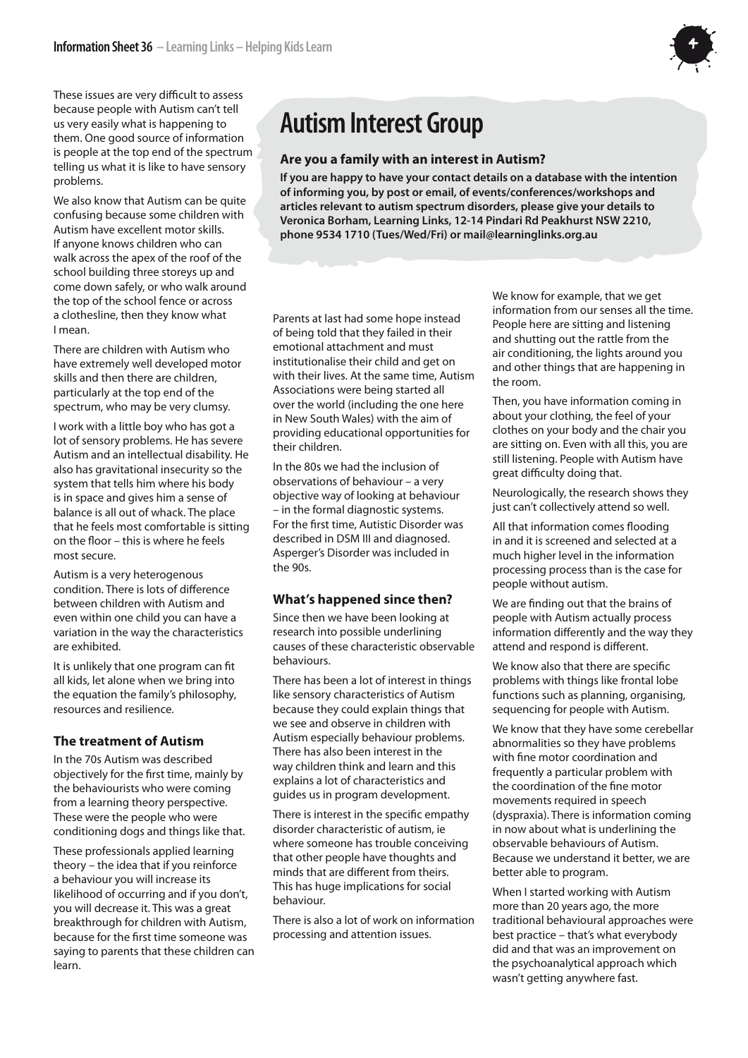These issues are very difficult to assess because people with Autism can't tell us very easily what is happening to them. One good source of information is people at the top end of the spectrum telling us what it is like to have sensory problems.

We also know that Autism can be quite confusing because some children with Autism have excellent motor skills. If anyone knows children who can walk across the apex of the roof of the school building three storeys up and come down safely, or who walk around the top of the school fence or across a clothesline, then they know what I mean.

There are children with Autism who have extremely well developed motor skills and then there are children, particularly at the top end of the spectrum, who may be very clumsy.

I work with a little boy who has got a lot of sensory problems. He has severe Autism and an intellectual disability. He also has gravitational insecurity so the system that tells him where his body is in space and gives him a sense of balance is all out of whack. The place that he feels most comfortable is sitting on the floor – this is where he feels most secure.

Autism is a very heterogenous condition. There is lots of difference between children with Autism and even within one child you can have a variation in the way the characteristics are exhibited.

It is unlikely that one program can fit all kids, let alone when we bring into the equation the family's philosophy, resources and resilience.

### The treatment of Autism

In the 70s Autism was described objectively for the first time, mainly by the behaviourists who were coming from a learning theory perspective. These were the people who were conditioning dogs and things like that.

These professionals applied learning theory – the idea that if you reinforce a behaviour you will increase its likelihood of occurring and if you don't, you will decrease it. This was a great breakthrough for children with Autism, because for the first time someone was saying to parents that these children can learn.

Parents at last had some hope instead of being told that they failed in their emotional attachment and must institutionalise their child and get on with their lives. At the same time, Autism Associations were being started all over the world (including the one here in New South Wales) with the aim of providing educational opportunities for their children.

In the 80s we had the inclusion of observations of behaviour – a very objective way of looking at behaviour – in the formal diagnostic systems. For the first time, Autistic Disorder was described in DSM III and diagnosed. Asperger's Disorder was included in the 90s.

### What's happened since then?

Since then we have been looking at research into possible underlining causes of these characteristic observable behaviours.

There has been a lot of interest in things like sensory characteristics of Autism because they could explain things that we see and observe in children with Autism especially behaviour problems. There has also been interest in the way children think and learn and this explains a lot of characteristics and guides us in program development.

There is interest in the specific empathy disorder characteristic of autism, ie where someone has trouble conceiving that other people have thoughts and minds that are different from theirs. This has huge implications for social behaviour.

There is also a lot of work on information processing and attention issues.

We know for example, that we get information from our senses all the time. People here are sitting and listening and shutting out the rattle from the air conditioning, the lights around you and other things that are happening in the room.

Then, you have information coming in about your clothing, the feel of your clothes on your body and the chair you are sitting on. Even with all this, you are still listening. People with Autism have great difficulty doing that.

Neurologically, the research shows they just can't collectively attend so well.

All that information comes flooding in and it is screened and selected at a much higher level in the information processing process than is the case for people without autism.

We are finding out that the brains of people with Autism actually process information differently and the way they attend and respond is different.

We know also that there are specific problems with things like frontal lobe functions such as planning, organising, sequencing for people with Autism.

We know that they have some cerebellar abnormalities so they have problems with fine motor coordination and frequently a particular problem with the coordination of the fine motor movements required in speech (dyspraxia). There is information coming in now about what is underlining the observable behaviours of Autism. Because we understand it better, we are better able to program.

When I started working with Autism more than 20 years ago, the more traditional behavioural approaches were best practice – that's what everybody did and that was an improvement on the psychoanalytical approach which wasn't getting anywhere fast.

## Autism Interest Group

### Are you a family with an interest in Autism?

**If you are happy to have your contact details on a database with the intention of informing you, by post or email, of events/conferences/workshops and articles relevant to autism spectrum disorders, please give your details to Veronica Borham, Learning Links, 12-14 Pindari Rd Peakhurst NSW 2210, phone 9534 1710 (Tues/Wed/Fri) or mail@learninglinks.org.au**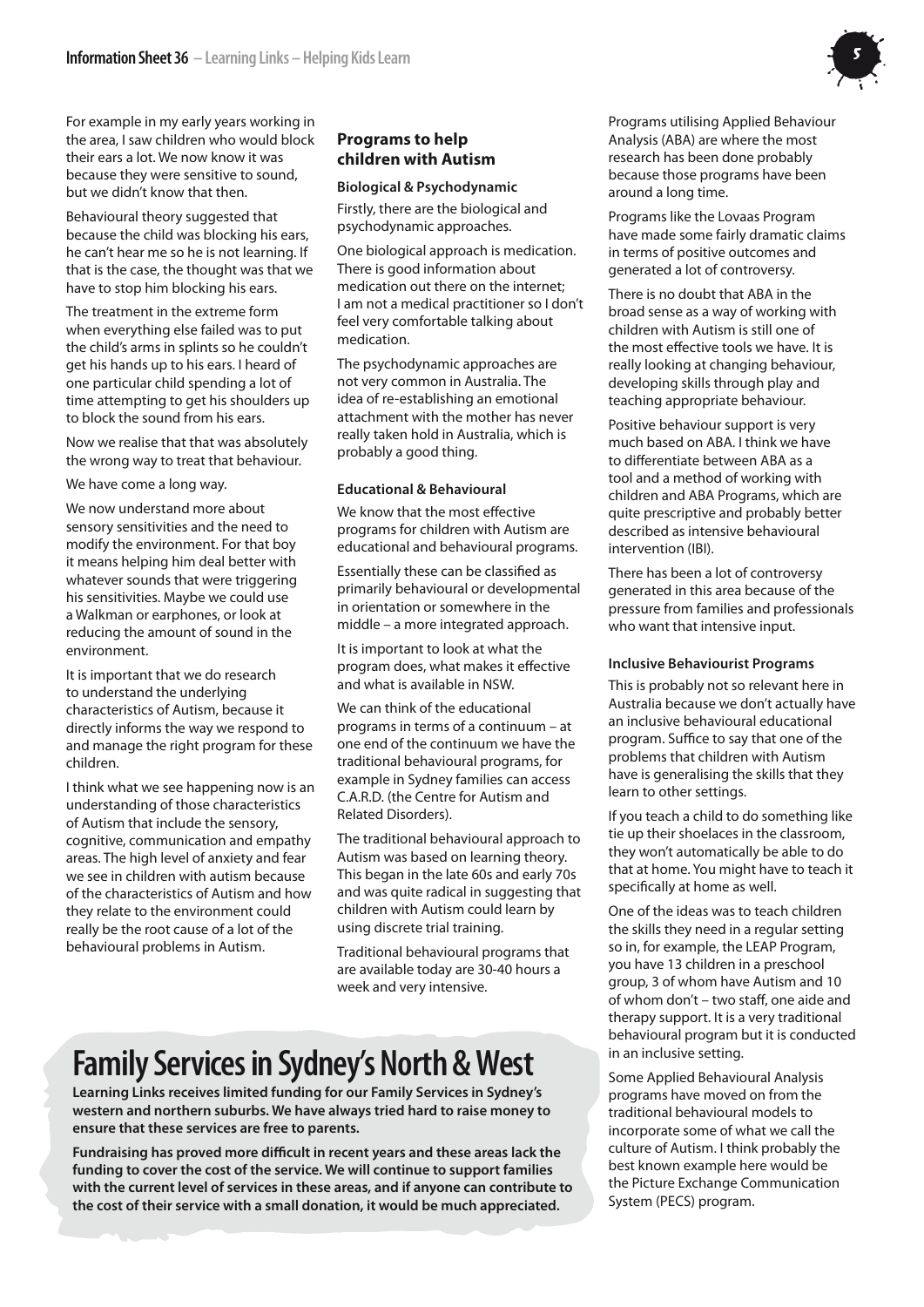For example in my early years working in the area, I saw children who would block their ears a lot. We now know it was because they were sensitive to sound, but we didn't know that then.

Behavioural theory suggested that because the child was blocking his ears, he can't hear me so he is not learning. If that is the case, the thought was that we have to stop him blocking his ears.

The treatment in the extreme form when everything else failed was to put the child's arms in splints so he couldn't get his hands up to his ears. I heard of one particular child spending a lot of time attempting to get his shoulders up to block the sound from his ears.

Now we realise that that was absolutely the wrong way to treat that behaviour.

We have come a long way.

We now understand more about sensory sensitivities and the need to modify the environment. For that boy it means helping him deal better with whatever sounds that were triggering his sensitivities. Maybe we could use a Walkman or earphones, or look at reducing the amount of sound in the environment.

It is important that we do research to understand the underlying characteristics of Autism, because it directly informs the way we respond to and manage the right program for these children.

I think what we see happening now is an understanding of those characteristics of Autism that include the sensory, cognitive, communication and empathy areas. The high level of anxiety and fear we see in children with autism because of the characteristics of Autism and how they relate to the environment could really be the root cause of a lot of the behavioural problems in Autism.

## Programs to help children with Autism

### Biological & Psychodynamic

Firstly, there are the biological and psychodynamic approaches.

One biological approach is medication. There is good information about medication out there on the internet; I am not a medical practitioner so I don't feel very comfortable talking about medication.

The psychodynamic approaches are not very common in Australia. The idea of re-establishing an emotional attachment with the mother has never really taken hold in Australia, which is probably a good thing.

### Educational & Behavioural

We know that the most effective programs for children with Autism are educational and behavioural programs.

Essentially these can be classified as primarily behavioural or developmental in orientation or somewhere in the middle – a more integrated approach.

It is important to look at what the program does, what makes it effective and what is available in NSW.

We can think of the educational programs in terms of a continuum – at one end of the continuum we have the traditional behavioural programs, for example in Sydney families can access C.A.R.D. (the Centre for Autism and Related Disorders).

The traditional behavioural approach to Autism was based on learning theory. This began in the late 60s and early 70s and was quite radical in suggesting that children with Autism could learn by using discrete trial training.

Traditional behavioural programs that are available today are 30-40 hours a week and very intensive.

Programs utilising Applied Behaviour Analysis (ABA) are where the most research has been done probably because those programs have been around a long time.

Programs like the Lovaas Program have made some fairly dramatic claims in terms of positive outcomes and generated a lot of controversy.

There is no doubt that ABA in the broad sense as a way of working with children with Autism is still one of the most effective tools we have. It is really looking at changing behaviour, developing skills through play and teaching appropriate behaviour.

Positive behaviour support is very much based on ABA. I think we have to differentiate between ABA as a tool and a method of working with children and ABA Programs, which are quite prescriptive and probably better described as intensive behavioural intervention (IBI).

There has been a lot of controversy generated in this area because of the pressure from families and professionals who want that intensive input.

### Inclusive Behaviourist Programs

This is probably not so relevant here in Australia because we don't actually have an inclusive behavioural educational program. Suffice to say that one of the problems that children with Autism have is generalising the skills that they learn to other settings.

If you teach a child to do something like tie up their shoelaces in the classroom, they won't automatically be able to do that at home. You might have to teach it specifically at home as well.

One of the ideas was to teach children the skills they need in a regular setting so in, for example, the LEAP Program, you have 13 children in a preschool group, 3 of whom have Autism and 10 of whom don't – two staff, one aide and therapy support. It is a very traditional behavioural program but it is conducted in an inclusive setting.

Some Applied Behavioural Analysis programs have moved on from the traditional behavioural models to incorporate some of what we call the culture of Autism. I think probably the best known example here would be the Picture Exchange Communication System (PECS) program.

## Family Services in Sydney's North & West

**Learning Links receives limited funding for our Family Services in Sydney's western and northern suburbs. We have always tried hard to raise money to ensure that these services are free to parents.**

**Fundraising has proved more difficult in recent years and these areas lack the funding to cover the cost of the service. We will continue to support families with the current level of services in these areas, and if anyone can contribute to the cost of their service with a small donation, it would be much appreciated.**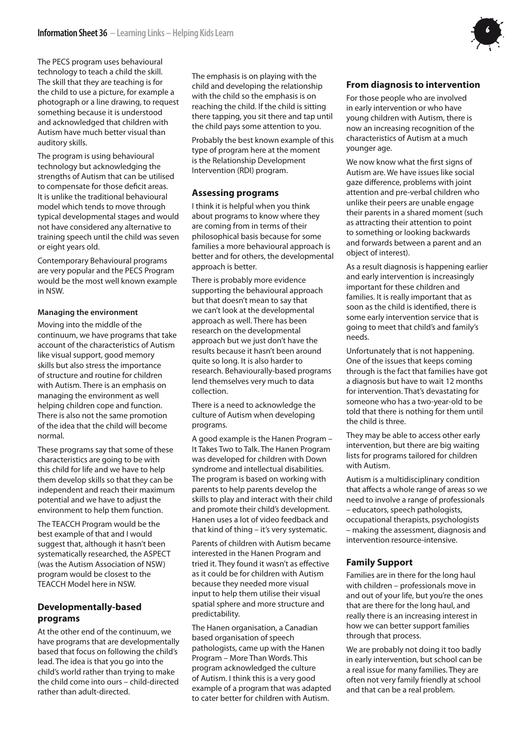The PECS program uses behavioural technology to teach a child the skill. The skill that they are teaching is for the child to use a picture, for example a photograph or a line drawing, to request something because it is understood and acknowledged that children with Autism have much better visual than auditory skills.

The program is using behavioural technology but acknowledging the strengths of Autism that can be utilised to compensate for those deficit areas. It is unlike the traditional behavioural model which tends to move through typical developmental stages and would not have considered any alternative to training speech until the child was seven or eight years old.

Contemporary Behavioural programs are very popular and the PECS Program would be the most well known example in NSW.

#### Managing the environment

Moving into the middle of the continuum, we have programs that take account of the characteristics of Autism like visual support, good memory skills but also stress the importance of structure and routine for children with Autism. There is an emphasis on managing the environment as well helping children cope and function. There is also not the same promotion of the idea that the child will become normal.

These programs say that some of these characteristics are going to be with this child for life and we have to help them develop skills so that they can be independent and reach their maximum potential and we have to adjust the environment to help them function.

The TEACCH Program would be the best example of that and I would suggest that, although it hasn't been systematically researched, the ASPECT (was the Autism Association of NSW) program would be closest to the TEACCH Model here in NSW.

### Developmentally-based programs

At the other end of the continuum, we have programs that are developmentally based that focus on following the child's lead. The idea is that you go into the child's world rather than trying to make the child come into ours – child-directed rather than adult-directed.

The emphasis is on playing with the child and developing the relationship with the child so the emphasis is on reaching the child. If the child is sitting there tapping, you sit there and tap until the child pays some attention to you.

Probably the best known example of this type of program here at the moment is the Relationship Development Intervention (RDI) program.

### Assessing programs

I think it is helpful when you think about programs to know where they are coming from in terms of their philosophical basis because for some families a more behavioural approach is better and for others, the developmental approach is better.

There is probably more evidence supporting the behavioural approach but that doesn't mean to say that we can't look at the developmental approach as well. There has been research on the developmental approach but we just don't have the results because it hasn't been around quite so long. It is also harder to research. Behaviourally-based programs lend themselves very much to data collection.

There is a need to acknowledge the culture of Autism when developing programs.

A good example is the Hanen Program – It Takes Two to Talk. The Hanen Program was developed for children with Down syndrome and intellectual disabilities. The program is based on working with parents to help parents develop the skills to play and interact with their child and promote their child's development. Hanen uses a lot of video feedback and that kind of thing – it's very systematic.

Parents of children with Autism became interested in the Hanen Program and tried it. They found it wasn't as effective as it could be for children with Autism because they needed more visual input to help them utilise their visual spatial sphere and more structure and predictability.

The Hanen organisation, a Canadian based organisation of speech pathologists, came up with the Hanen Program – More Than Words. This program acknowledged the culture of Autism. I think this is a very good example of a program that was adapted to cater better for children with Autism.

### From diagnosis to intervention

For those people who are involved in early intervention or who have young children with Autism, there is now an increasing recognition of the characteristics of Autism at a much younger age.

We now know what the first signs of Autism are. We have issues like social gaze difference, problems with joint attention and pre-verbal children who unlike their peers are unable engage their parents in a shared moment (such as attracting their attention to point to something or looking backwards and forwards between a parent and an object of interest).

As a result diagnosis is happening earlier and early intervention is increasingly important for these children and families. It is really important that as soon as the child is identified, there is some early intervention service that is going to meet that child's and family's needs.

Unfortunately that is not happening. One of the issues that keeps coming through is the fact that families have got a diagnosis but have to wait 12 months for intervention. That's devastating for someone who has a two-year-old to be told that there is nothing for them until the child is three.

They may be able to access other early intervention, but there are big waiting lists for programs tailored for children with Autism.

Autism is a multidisciplinary condition that affects a whole range of areas so we need to involve a range of professionals – educators, speech pathologists, occupational therapists, psychologists – making the assessment, diagnosis and intervention resource-intensive.

### Family Support

Families are in there for the long haul with children – professionals move in and out of your life, but you're the ones that are there for the long haul, and really there is an increasing interest in how we can better support families through that process.

We are probably not doing it too badly in early intervention, but school can be a real issue for many families. They are often not very family friendly at school and that can be a real problem.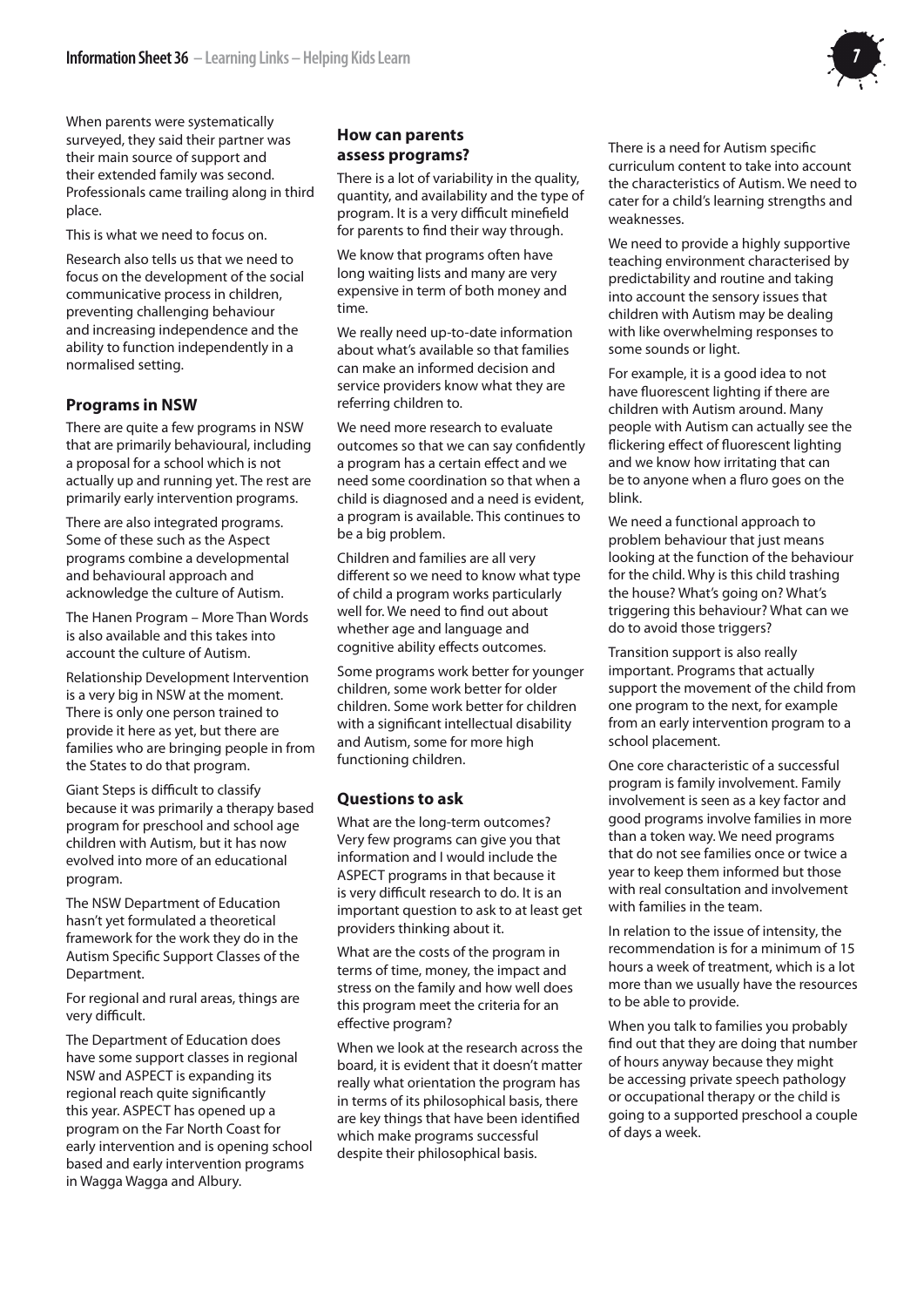When parents were systematically surveyed, they said their partner was their main source of support and their extended family was second. Professionals came trailing along in third place.

This is what we need to focus on.

Research also tells us that we need to focus on the development of the social communicative process in children, preventing challenging behaviour and increasing independence and the ability to function independently in a normalised setting.

### Programs in NSW

There are quite a few programs in NSW that are primarily behavioural, including a proposal for a school which is not actually up and running yet. The rest are primarily early intervention programs.

There are also integrated programs. Some of these such as the Aspect programs combine a developmental and behavioural approach and acknowledge the culture of Autism.

The Hanen Program – More Than Words is also available and this takes into account the culture of Autism.

Relationship Development Intervention is a very big in NSW at the moment. There is only one person trained to provide it here as yet, but there are families who are bringing people in from the States to do that program.

Giant Steps is difficult to classify because it was primarily a therapy based program for preschool and school age children with Autism, but it has now evolved into more of an educational program.

The NSW Department of Education hasn't yet formulated a theoretical framework for the work they do in the Autism Specific Support Classes of the Department.

For regional and rural areas, things are very difficult.

The Department of Education does have some support classes in regional NSW and ASPECT is expanding its regional reach quite significantly this year. ASPECT has opened up a program on the Far North Coast for early intervention and is opening school based and early intervention programs in Wagga Wagga and Albury.

### How can parents assess programs?

There is a lot of variability in the quality, quantity, and availability and the type of program. It is a very difficult minefield for parents to find their way through.

We know that programs often have long waiting lists and many are very expensive in term of both money and time.

We really need up-to-date information about what's available so that families can make an informed decision and service providers know what they are referring children to.

We need more research to evaluate outcomes so that we can say confidently a program has a certain effect and we need some coordination so that when a child is diagnosed and a need is evident, a program is available. This continues to be a big problem.

Children and families are all very different so we need to know what type of child a program works particularly well for. We need to find out about whether age and language and cognitive ability effects outcomes.

Some programs work better for younger children, some work better for older children. Some work better for children with a significant intellectual disability and Autism, some for more high functioning children.

### Questions to ask

What are the long-term outcomes? Very few programs can give you that information and I would include the ASPECT programs in that because it is very difficult research to do. It is an important question to ask to at least get providers thinking about it.

What are the costs of the program in terms of time, money, the impact and stress on the family and how well does this program meet the criteria for an effective program?

When we look at the research across the board, it is evident that it doesn't matter really what orientation the program has in terms of its philosophical basis, there are key things that have been identified which make programs successful despite their philosophical basis.

There is a need for Autism specific curriculum content to take into account the characteristics of Autism. We need to cater for a child's learning strengths and weaknesses.

We need to provide a highly supportive teaching environment characterised by predictability and routine and taking into account the sensory issues that children with Autism may be dealing with like overwhelming responses to some sounds or light.

For example, it is a good idea to not have fluorescent lighting if there are children with Autism around. Many people with Autism can actually see the flickering effect of fluorescent lighting and we know how irritating that can be to anyone when a fluro goes on the blink.

We need a functional approach to problem behaviour that just means looking at the function of the behaviour for the child. Why is this child trashing the house? What's going on? What's triggering this behaviour? What can we do to avoid those triggers?

Transition support is also really important. Programs that actually support the movement of the child from one program to the next, for example from an early intervention program to a school placement.

One core characteristic of a successful program is family involvement. Family involvement is seen as a key factor and good programs involve families in more than a token way. We need programs that do not see families once or twice a year to keep them informed but those with real consultation and involvement with families in the team.

In relation to the issue of intensity, the recommendation is for a minimum of 15 hours a week of treatment, which is a lot more than we usually have the resources to be able to provide.

When you talk to families you probably find out that they are doing that number of hours anyway because they might be accessing private speech pathology or occupational therapy or the child is going to a supported preschool a couple of days a week.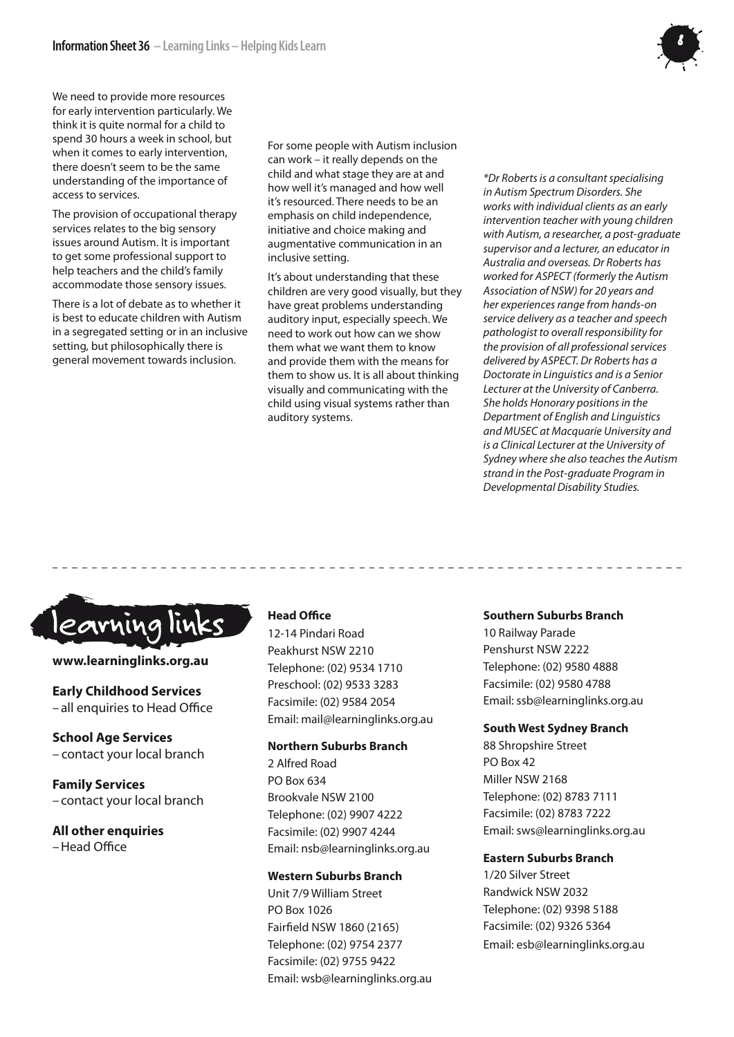We need to provide more resources for early intervention particularly. We think it is quite normal for a child to spend 30 hours a week in school, but when it comes to early intervention, there doesn't seem to be the same understanding of the importance of access to services.

The provision of occupational therapy services relates to the big sensory issues around Autism. It is important to get some professional support to help teachers and the child's family accommodate those sensory issues.

There is a lot of debate as to whether it is best to educate children with Autism in a segregated setting or in an inclusive setting, but philosophically there is general movement towards inclusion.

For some people with Autism inclusion can work – it really depends on the child and what stage they are at and how well it's managed and how well it's resourced. There needs to be an emphasis on child independence, initiative and choice making and augmentative communication in an inclusive setting.

It's about understanding that these children are very good visually, but they have great problems understanding auditory input, especially speech. We need to work out how can we show them what we want them to know and provide them with the means for them to show us. It is all about thinking visually and communicating with the child using visual systems rather than auditory systems.

*\*Dr Roberts is a consultant specialising in Autism Spectrum Disorders. She works with individual clients as an early intervention teacher with young children with Autism, a researcher, a post-graduate supervisor and a lecturer, an educator in Australia and overseas. Dr Roberts has worked for ASPECT (formerly the Autism Association of NSW) for 20 years and her experiences range from hands-on service delivery as a teacher and speech pathologist to overall responsibility for the provision of all professional services delivered by ASPECT. Dr Roberts has a Doctorate in Linguistics and is a Senior Lecturer at the University of Canberra. She holds Honorary positions in the Department of English and Linguistics and MUSEC at Macquarie University and is a Clinical Lecturer at the University of Sydney where she also teaches the Autism strand in the Post-graduate Program in Developmental Disability Studies.*

---

learning links

**www.learninglinks.org.au**

**Early Childhood Services**
– all enquiries to Head Office

**School Age Services**
– contact your local branch

**Family Services**
– contact your local branch

**All other enquiries**
– Head Office

**Head Office**
12-14 Pindari Road
Peakhurst NSW 2210
Telephone: (02) 9534 1710
Preschool: (02) 9533 3283
Facsimile: (02) 9584 2054
Email: mail@learninglinks.org.au

**Northern Suburbs Branch**
2 Alfred Road
PO Box 634
Brookvale NSW 2100
Telephone: (02) 9907 4222
Facsimile: (02) 9907 4244
Email: nsb@learninglinks.org.au

**Western Suburbs Branch**
Unit 7/9 William Street
PO Box 1026
Fairfield NSW 1860 (2165)
Telephone: (02) 9754 2377
Facsimile: (02) 9755 9422
Email: wsb@learninglinks.org.au

**Southern Suburbs Branch**
10 Railway Parade
Penshurst NSW 2222
Telephone: (02) 9580 4888
Facsimile: (02) 9580 4788
Email: ssb@learninglinks.org.au

**South West Sydney Branch**
88 Shropshire Street
PO Box 42
Miller NSW 2168
Telephone: (02) 8783 7111
Facsimile: (02) 8783 7222
Email: sws@learninglinks.org.au

**Eastern Suburbs Branch**
1/20 Silver Street
Randwick NSW 2032
Telephone: (02) 9398 5188
Facsimile: (02) 9326 5364
Email: esb@learninglinks.org.au